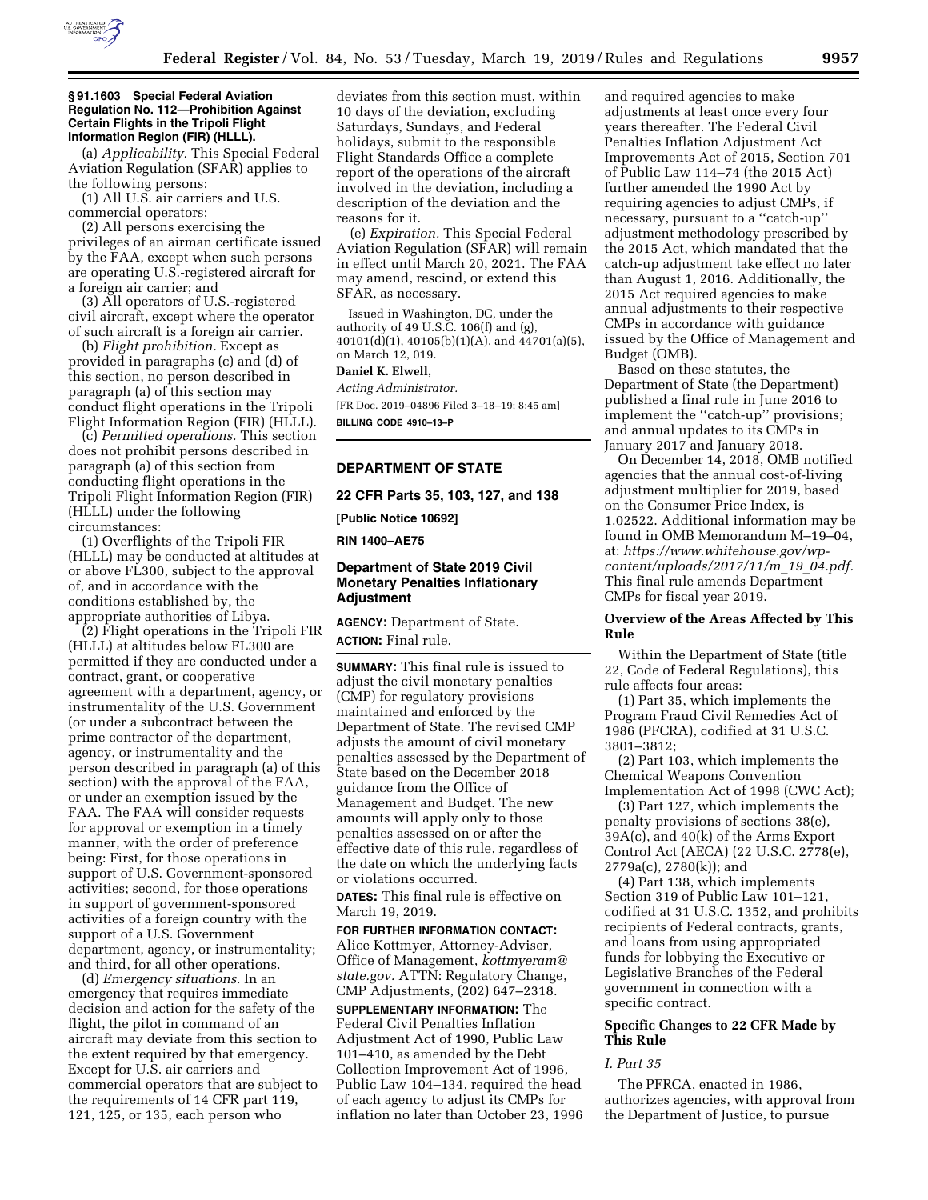### § 91.1603 Special Federal Aviation Regulation No. 112—Prohibition Against Certain Flights in the Tripoli Flight Information Region (FIR) (HLLL).

(a) *Applicability.* This Special Federal Aviation Regulation (SFAR) applies to the following persons:

(1) All U.S. air carriers and U.S. commercial operators;

(2) All persons exercising the privileges of an airman certificate issued by the FAA, except when such persons are operating U.S.-registered aircraft for a foreign air carrier; and

(3) All operators of U.S.-registered civil aircraft, except where the operator of such aircraft is a foreign air carrier.

(b) *Flight prohibition.* Except as provided in paragraphs (c) and (d) of this section, no person described in paragraph (a) of this section may conduct flight operations in the Tripoli Flight Information Region (FIR) (HLLL).

(c) *Permitted operations.* This section does not prohibit persons described in paragraph (a) of this section from conducting flight operations in the Tripoli Flight Information Region (FIR) (HLLL) under the following circumstances:

(1) Overflights of the Tripoli FIR (HLLL) may be conducted at altitudes at or above FL300, subject to the approval of, and in accordance with the conditions established by, the appropriate authorities of Libya.

(2) Flight operations in the Tripoli FIR (HLLL) at altitudes below FL300 are permitted if they are conducted under a contract, grant, or cooperative agreement with a department, agency, or instrumentality of the U.S. Government (or under a subcontract between the prime contractor of the department, agency, or instrumentality and the person described in paragraph (a) of this section) with the approval of the FAA, or under an exemption issued by the FAA. The FAA will consider requests for approval or exemption in a timely manner, with the order of preference being: First, for those operations in support of U.S. Government-sponsored activities; second, for those operations in support of government-sponsored activities of a foreign country with the support of a U.S. Government department, agency, or instrumentality; and third, for all other operations.

(d) *Emergency situations.* In an emergency that requires immediate decision and action for the safety of the flight, the pilot in command of an aircraft may deviate from this section to the extent required by that emergency. Except for U.S. air carriers and commercial operators that are subject to the requirements of 14 CFR part 119, 121, 125, or 135, each person who deviates from this section must, within 10 days of the deviation, excluding Saturdays, Sundays, and Federal holidays, submit to the responsible Flight Standards Office a complete report of the operations of the aircraft involved in the deviation, including a description of the deviation and the reasons for it.

(e) *Expiration.* This Special Federal Aviation Regulation (SFAR) will remain in effect until March 20, 2021. The FAA may amend, rescind, or extend this SFAR, as necessary.

Issued in Washington, DC, under the authority of 49 U.S.C. 106(f) and (g), 40101(d)(1), 40105(b)(1)(A), and 44701(a)(5), on March 12, 019.

**Daniel K. Elwell,**

*Acting Administrator.*

[FR Doc. 2019–04896 Filed 3–18–19; 8:45 am]

**BILLING CODE 4910–13–P**

---

## DEPARTMENT OF STATE

### 22 CFR Parts 35, 103, 127, and 138

**[Public Notice 10692]**

**RIN 1400–AE75**

## Department of State 2019 Civil Monetary Penalties Inflationary Adjustment

**AGENCY:** Department of State.

**ACTION:** Final rule.

**SUMMARY:** This final rule is issued to adjust the civil monetary penalties (CMP) for regulatory provisions maintained and enforced by the Department of State. The revised CMP adjusts the amount of civil monetary penalties assessed by the Department of State based on the December 2018 guidance from the Office of Management and Budget. The new amounts will apply only to those penalties assessed on or after the effective date of this rule, regardless of the date on which the underlying facts or violations occurred.

**DATES:** This final rule is effective on March 19, 2019.

**FOR FURTHER INFORMATION CONTACT:** Alice Kottmyer, Attorney-Adviser, Office of Management, *kottmyeram@state.gov.* ATTN: Regulatory Change, CMP Adjustments, (202) 647–2318.

**SUPPLEMENTARY INFORMATION:** The Federal Civil Penalties Inflation Adjustment Act of 1990, Public Law 101–410, as amended by the Debt Collection Improvement Act of 1996, Public Law 104–134, required the head of each agency to adjust its CMPs for inflation no later than October 23, 1996 and required agencies to make adjustments at least once every four years thereafter. The Federal Civil Penalties Inflation Adjustment Act Improvements Act of 2015, Section 701 of Public Law 114–74 (the 2015 Act) further amended the 1990 Act by requiring agencies to adjust CMPs, if necessary, pursuant to a ''catch-up'' adjustment methodology prescribed by the 2015 Act, which mandated that the catch-up adjustment take effect no later than August 1, 2016. Additionally, the 2015 Act required agencies to make annual adjustments to their respective CMPs in accordance with guidance issued by the Office of Management and Budget (OMB).

Based on these statutes, the Department of State (the Department) published a final rule in June 2016 to implement the ''catch-up'' provisions; and annual updates to its CMPs in January 2017 and January 2018.

On December 14, 2018, OMB notified agencies that the annual cost-of-living adjustment multiplier for 2019, based on the Consumer Price Index, is 1.02522. Additional information may be found in OMB Memorandum M–19–04, at: *https://www.whitehouse.gov/wp-content/uploads/2017/11/m_19_04.pdf.* This final rule amends Department CMPs for fiscal year 2019.

### Overview of the Areas Affected by This Rule

Within the Department of State (title 22, Code of Federal Regulations), this rule affects four areas:

(1) Part 35, which implements the Program Fraud Civil Remedies Act of 1986 (PFCRA), codified at 31 U.S.C. 3801–3812;

(2) Part 103, which implements the Chemical Weapons Convention Implementation Act of 1998 (CWC Act);

(3) Part 127, which implements the penalty provisions of sections 38(e), 39A(c), and 40(k) of the Arms Export Control Act (AECA) (22 U.S.C. 2778(e), 2779a(c), 2780(k)); and

(4) Part 138, which implements Section 319 of Public Law 101–121, codified at 31 U.S.C. 1352, and prohibits recipients of Federal contracts, grants, and loans from using appropriated funds for lobbying the Executive or Legislative Branches of the Federal government in connection with a specific contract.

### Specific Changes to 22 CFR Made by This Rule

#### *I. Part 35*

The PFRCA, enacted in 1986, authorizes agencies, with approval from the Department of Justice, to pursue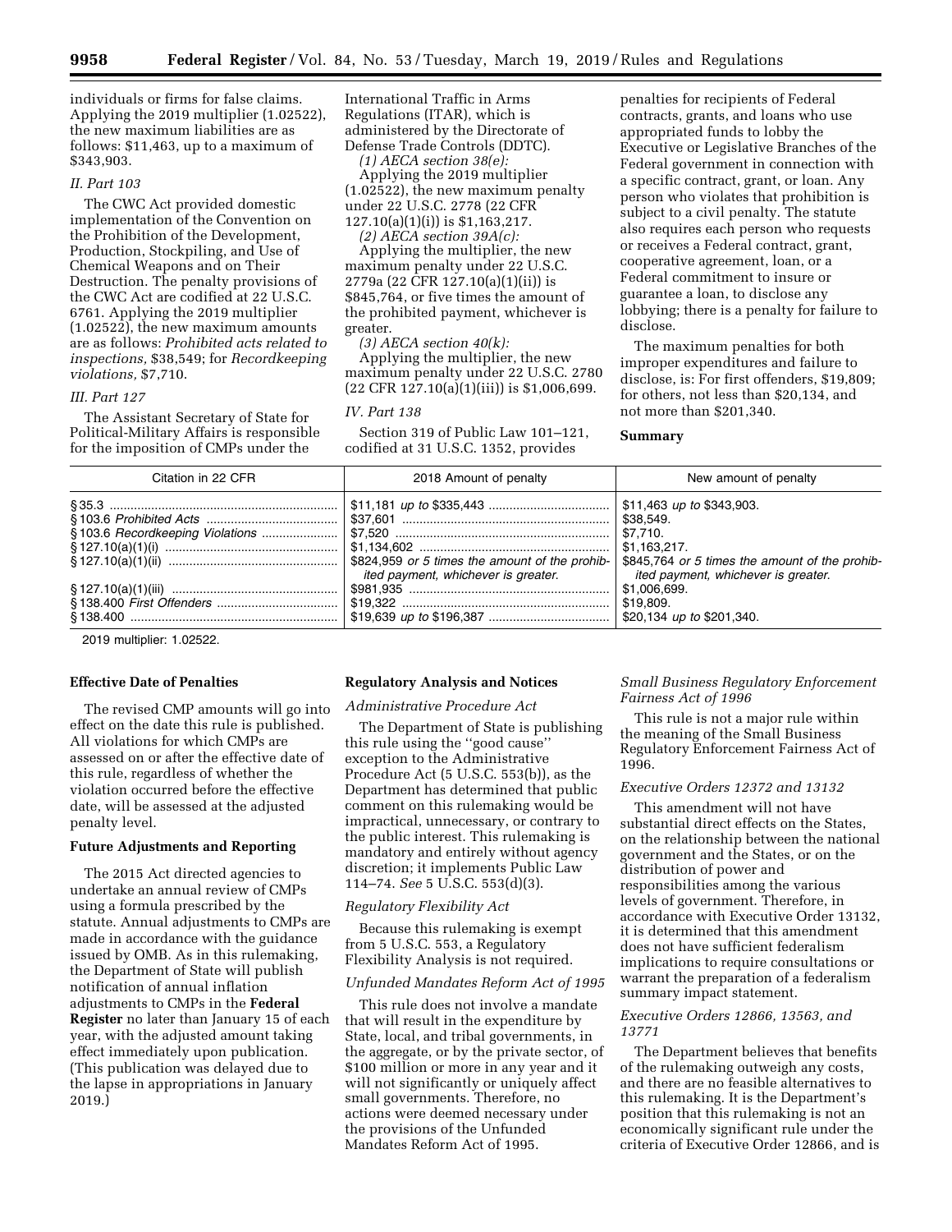individuals or firms for false claims. Applying the 2019 multiplier (1.02522), the new maximum liabilities are as follows: $11,463, up to a maximum of $343,903.

### II. Part 103

The CWC Act provided domestic implementation of the Convention on the Prohibition of the Development, Production, Stockpiling, and Use of Chemical Weapons and on Their Destruction. The penalty provisions of the CWC Act are codified at 22 U.S.C. 6761. Applying the 2019 multiplier (1.02522), the new maximum amounts are as follows: *Prohibited acts related to inspections,* $38,549; for *Recordkeeping violations,* $7,710.

### III. Part 127

The Assistant Secretary of State for Political-Military Affairs is responsible for the imposition of CMPs under the International Traffic in Arms Regulations (ITAR), which is administered by the Directorate of Defense Trade Controls (DDTC).

*(1) AECA section 38(e):*

Applying the 2019 multiplier (1.02522), the new maximum penalty under 22 U.S.C. 2778 (22 CFR 127.10(a)(1)(i)) is $1,163,217.

*(2) AECA section 39A(c):*

Applying the multiplier, the new maximum penalty under 22 U.S.C. 2779a (22 CFR 127.10(a)(1)(ii)) is $845,764, or five times the amount of the prohibited payment, whichever is greater.

*(3) AECA section 40(k):*

Applying the multiplier, the new maximum penalty under 22 U.S.C. 2780 (22 CFR 127.10(a)(1)(iii)) is $1,006,699.

### IV. Part 138

Section 319 of Public Law 101–121, codified at 31 U.S.C. 1352, provides penalties for recipients of Federal contracts, grants, and loans who use appropriated funds to lobby the Executive or Legislative Branches of the Federal government in connection with a specific contract, grant, or loan. Any person who violates that prohibition is subject to a civil penalty. The statute also requires each person who requests or receives a Federal contract, grant, cooperative agreement, loan, or a Federal commitment to insure or guarantee a loan, to disclose any lobbying; there is a penalty for failure to disclose.

The maximum penalties for both improper expenditures and failure to disclose, is: For first offenders, $19,809; for others, not less than $20,134, and not more than $201,340.

## Summary

| Citation in 22 CFR | 2018 Amount of penalty | New amount of penalty |
|---|---|---|
| § 35.3 | $11,181 *up to* $335,443 | $11,463 *up to* $343,903. |
| § 103.6 *Prohibited Acts* | $37,601 | $38,549. |
| § 103.6 *Recordkeeping Violations* | $7,520 | $7,710. |
| § 127.10(a)(1)(i) | $1,134,602 | $1,163,217. |
| § 127.10(a)(1)(ii) | $824,959 *or 5 times the amount of the prohibited payment, whichever is greater.* | $845,764 *or 5 times the amount of the prohibited payment, whichever is greater.* |
| § 127.10(a)(1)(iii) | $981,935 | $1,006,699. |
| § 138.400 *First Offenders* | $19,322 | $19,809. |
| § 138.400 | $19,639 *up to* $196,387 | $20,134 *up to* $201,340. |

2019 multiplier: 1.02522.

## Effective Date of Penalties

The revised CMP amounts will go into effect on the date this rule is published. All violations for which CMPs are assessed on or after the effective date of this rule, regardless of whether the violation occurred before the effective date, will be assessed at the adjusted penalty level.

## Future Adjustments and Reporting

The 2015 Act directed agencies to undertake an annual review of CMPs using a formula prescribed by the statute. Annual adjustments to CMPs are made in accordance with the guidance issued by OMB. As in this rulemaking, the Department of State will publish notification of annual inflation adjustments to CMPs in the **Federal Register** no later than January 15 of each year, with the adjusted amount taking effect immediately upon publication. (This publication was delayed due to the lapse in appropriations in January 2019.)

## Regulatory Analysis and Notices

### Administrative Procedure Act

The Department of State is publishing this rule using the "good cause" exception to the Administrative Procedure Act (5 U.S.C. 553(b)), as the Department has determined that public comment on this rulemaking would be impractical, unnecessary, or contrary to the public interest. This rulemaking is mandatory and entirely without agency discretion; it implements Public Law 114–74. *See* 5 U.S.C. 553(d)(3).

### Regulatory Flexibility Act

Because this rulemaking is exempt from 5 U.S.C. 553, a Regulatory Flexibility Analysis is not required.

### Unfunded Mandates Reform Act of 1995

This rule does not involve a mandate that will result in the expenditure by State, local, and tribal governments, in the aggregate, or by the private sector, of $100 million or more in any year and it will not significantly or uniquely affect small governments. Therefore, no actions were deemed necessary under the provisions of the Unfunded Mandates Reform Act of 1995.

### Small Business Regulatory Enforcement Fairness Act of 1996

This rule is not a major rule within the meaning of the Small Business Regulatory Enforcement Fairness Act of 1996.

### Executive Orders 12372 and 13132

This amendment will not have substantial direct effects on the States, on the relationship between the national government and the States, or on the distribution of power and responsibilities among the various levels of government. Therefore, in accordance with Executive Order 13132, it is determined that this amendment does not have sufficient federalism implications to require consultations or warrant the preparation of a federalism summary impact statement.

### Executive Orders 12866, 13563, and 13771

The Department believes that benefits of the rulemaking outweigh any costs, and there are no feasible alternatives to this rulemaking. It is the Department's position that this rulemaking is not an economically significant rule under the criteria of Executive Order 12866, and is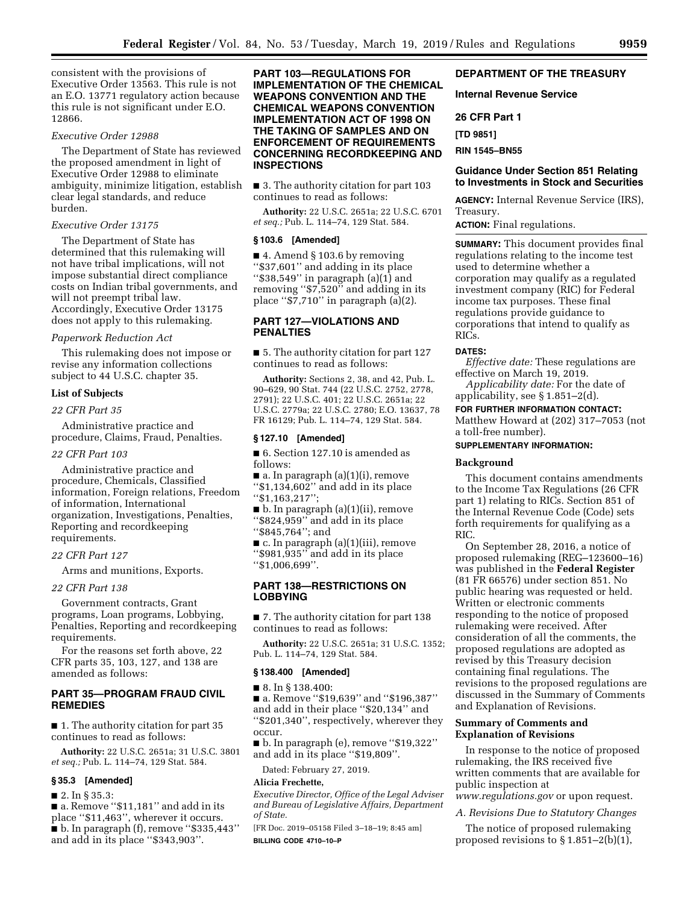consistent with the provisions of Executive Order 13563. This rule is not an E.O. 13771 regulatory action because this rule is not significant under E.O. 12866.

*Executive Order 12988*

The Department of State has reviewed the proposed amendment in light of Executive Order 12988 to eliminate ambiguity, minimize litigation, establish clear legal standards, and reduce burden.

*Executive Order 13175*

The Department of State has determined that this rulemaking will not have tribal implications, will not impose substantial direct compliance costs on Indian tribal governments, and will not preempt tribal law. Accordingly, Executive Order 13175 does not apply to this rulemaking.

*Paperwork Reduction Act*

This rulemaking does not impose or revise any information collections subject to 44 U.S.C. chapter 35.

**List of Subjects**

*22 CFR Part 35*

Administrative practice and procedure, Claims, Fraud, Penalties.

*22 CFR Part 103*

Administrative practice and procedure, Chemicals, Classified information, Foreign relations, Freedom of information, International organization, Investigations, Penalties, Reporting and recordkeeping requirements.

*22 CFR Part 127*

Arms and munitions, Exports.

*22 CFR Part 138*

Government contracts, Grant programs, Loan programs, Lobbying, Penalties, Reporting and recordkeeping requirements.

For the reasons set forth above, 22 CFR parts 35, 103, 127, and 138 are amended as follows:

## PART 35—PROGRAM FRAUD CIVIL REMEDIES

■ 1. The authority citation for part 35 continues to read as follows:

**Authority:** 22 U.S.C. 2651a; 31 U.S.C. 3801 *et seq.;* Pub. L. 114–74, 129 Stat. 584.

### § 35.3 [Amended]

■ 2. In § 35.3:

■ a. Remove ''$11,181'' and add in its place ''$11,463'', wherever it occurs.

■ b. In paragraph (f), remove ''$335,443'' and add in its place ''$343,903''.

## PART 103—REGULATIONS FOR IMPLEMENTATION OF THE CHEMICAL WEAPONS CONVENTION AND THE CHEMICAL WEAPONS CONVENTION IMPLEMENTATION ACT OF 1998 ON THE TAKING OF SAMPLES AND ON ENFORCEMENT OF REQUIREMENTS CONCERNING RECORDKEEPING AND INSPECTIONS

■ 3. The authority citation for part 103 continues to read as follows:

**Authority:** 22 U.S.C. 2651a; 22 U.S.C. 6701 *et seq.;* Pub. L. 114–74, 129 Stat. 584.

### § 103.6 [Amended]

■ 4. Amend § 103.6 by removing ''$37,601'' and adding in its place ''$38,549'' in paragraph (a)(1) and removing ''$7,520'' and adding in its place ''$7,710'' in paragraph (a)(2).

## PART 127—VIOLATIONS AND PENALTIES

■ 5. The authority citation for part 127 continues to read as follows:

**Authority:** Sections 2, 38, and 42, Pub. L. 90–629, 90 Stat. 744 (22 U.S.C. 2752, 2778, 2791); 22 U.S.C. 401; 22 U.S.C. 2651a; 22 U.S.C. 2779a; 22 U.S.C. 2780; E.O. 13637, 78 FR 16129; Pub. L. 114–74, 129 Stat. 584.

### § 127.10 [Amended]

■ 6. Section 127.10 is amended as follows:

■ a. In paragraph (a)(1)(i), remove ''$1,134,602'' and add in its place ''$1,163,217'';

■ b. In paragraph (a)(1)(ii), remove ''$824,959'' and add in its place ''$845,764''; and

■ c. In paragraph (a)(1)(iii), remove ''$981,935'' and add in its place ''$1,006,699''.

## PART 138—RESTRICTIONS ON LOBBYING

■ 7. The authority citation for part 138 continues to read as follows:

**Authority:** 22 U.S.C. 2651a; 31 U.S.C. 1352; Pub. L. 114–74, 129 Stat. 584.

### § 138.400 [Amended]

■ 8. In § 138.400:

■ a. Remove ''$19,639'' and ''$196,387'' and add in their place ''$20,134'' and ''$201,340'', respectively, wherever they occur.

■ b. In paragraph (e), remove ''$19,322'' and add in its place ''$19,809''.

Dated: February 27, 2019.

**Alicia Frechette,**

*Executive Director, Office of the Legal Adviser and Bureau of Legislative Affairs, Department of State.*

[FR Doc. 2019–05158 Filed 3–18–19; 8:45 am]

**BILLING CODE 4710–10–P**

## DEPARTMENT OF THE TREASURY

## Internal Revenue Service

## 26 CFR Part 1

**[TD 9851]**

**RIN 1545–BN55**

## Guidance Under Section 851 Relating to Investments in Stock and Securities

**AGENCY:** Internal Revenue Service (IRS), Treasury.

**ACTION:** Final regulations.

**SUMMARY:** This document provides final regulations relating to the income test used to determine whether a corporation may qualify as a regulated investment company (RIC) for Federal income tax purposes. These final regulations provide guidance to corporations that intend to qualify as RICs.

**DATES:**

*Effective date:* These regulations are effective on March 19, 2019.

*Applicability date:* For the date of applicability, see § 1.851–2(d).

**FOR FURTHER INFORMATION CONTACT:** Matthew Howard at (202) 317–7053 (not a toll-free number).

**SUPPLEMENTARY INFORMATION:**

### Background

This document contains amendments to the Income Tax Regulations (26 CFR part 1) relating to RICs. Section 851 of the Internal Revenue Code (Code) sets forth requirements for qualifying as a RIC.

On September 28, 2016, a notice of proposed rulemaking (REG–123600–16) was published in the **Federal Register** (81 FR 66576) under section 851. No public hearing was requested or held. Written or electronic comments responding to the notice of proposed rulemaking were received. After consideration of all the comments, the proposed regulations are adopted as revised by this Treasury decision containing final regulations. The revisions to the proposed regulations are discussed in the Summary of Comments and Explanation of Revisions.

### Summary of Comments and Explanation of Revisions

In response to the notice of proposed rulemaking, the IRS received five written comments that are available for public inspection at *www.regulations.gov* or upon request.

*A. Revisions Due to Statutory Changes*

The notice of proposed rulemaking proposed revisions to § 1.851–2(b)(1),